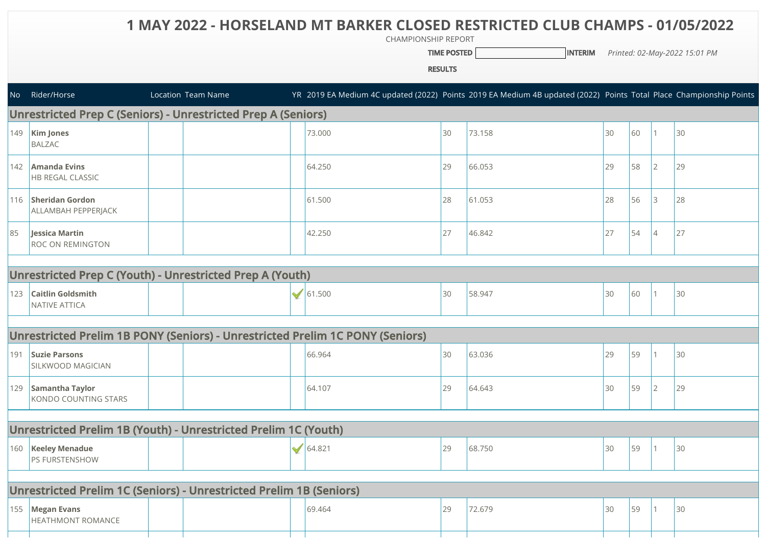# 1 MAY 2022 - HORSELAND MT BARKER CLOSED RESTRICTED CLUB CHAMPS - 01/05/2022

CHAMPIONSHIP REPORT

**TIME POSTED** **INTERIM** *Printed: 02-May-2022 15:01 PM*

**RESULTS**

| No | Rider/Horse | Location | Team Name | YR | 2019 EA Medium 4C updated (2022) | Points | 2019 EA Medium 4B updated (2022) | Points | Total | Place | Championship Points |
|---|---|---|---|---|---|---|---|---|---|---|---|
| **Unrestricted Prep C (Seniors) - Unrestricted Prep A (Seniors)** | | | | | | | | | | | |
| 149 | **Kim Jones** BALZAC | | | | 73.000 | 30 | 73.158 | 30 | 60 | 1 | 30 |
| 142 | **Amanda Evins** HB REGAL CLASSIC | | | | 64.250 | 29 | 66.053 | 29 | 58 | 2 | 29 |
| 116 | **Sheridan Gordon** ALLAMBAH PEPPERJACK | | | | 61.500 | 28 | 61.053 | 28 | 56 | 3 | 28 |
| 85 | **Jessica Martin** ROC ON REMINGTON | | | | 42.250 | 27 | 46.842 | 27 | 54 | 4 | 27 |
| **Unrestricted Prep C (Youth) - Unrestricted Prep A (Youth)** | | | | | | | | | | | |
| 123 | **Caitlin Goldsmith** NATIVE ATTICA | | | ✓ | 61.500 | 30 | 58.947 | 30 | 60 | 1 | 30 |
| **Unrestricted Prelim 1B PONY (Seniors) - Unrestricted Prelim 1C PONY (Seniors)** | | | | | | | | | | | |
| 191 | **Suzie Parsons** SILKWOOD MAGICIAN | | | | 66.964 | 30 | 63.036 | 29 | 59 | 1 | 30 |
| 129 | **Samantha Taylor** KONDO COUNTING STARS | | | | 64.107 | 29 | 64.643 | 30 | 59 | 2 | 29 |
| **Unrestricted Prelim 1B (Youth) - Unrestricted Prelim 1C (Youth)** | | | | | | | | | | | |
| 160 | **Keeley Menadue** PS FURSTENSHOW | | | ✓ | 64.821 | 29 | 68.750 | 30 | 59 | 1 | 30 |
| **Unrestricted Prelim 1C (Seniors) - Unrestricted Prelim 1B (Seniors)** | | | | | | | | | | | |
| 155 | **Megan Evans** HEATHMONT ROMANCE | | | | 69.464 | 29 | 72.679 | 30 | 59 | 1 | 30 |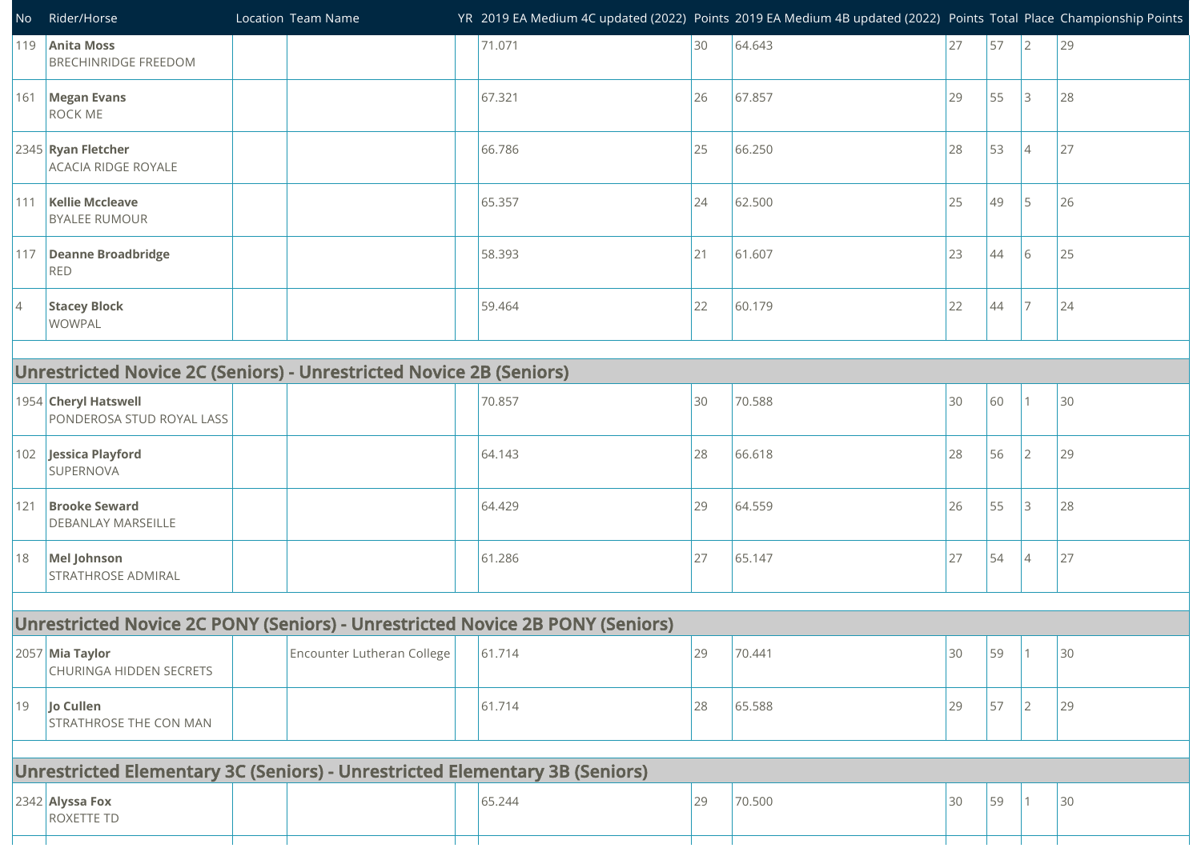| No | Rider/Horse | Location | Team Name | YR | 2019 EA Medium 4C updated (2022) | Points | 2019 EA Medium 4B updated (2022) | Points | Total | Place | Championship Points |
|---|---|---|---|---|---|---|---|---|---|---|---|
| 119 | **Anita Moss** BRECHINRIDGE FREEDOM | | | | 71.071 | 30 | 64.643 | 27 | 57 | 2 | 29 |
| 161 | **Megan Evans** ROCK ME | | | | 67.321 | 26 | 67.857 | 29 | 55 | 3 | 28 |
| 2345 | **Ryan Fletcher** ACACIA RIDGE ROYALE | | | | 66.786 | 25 | 66.250 | 28 | 53 | 4 | 27 |
| 111 | **Kellie Mccleave** BYALEE RUMOUR | | | | 65.357 | 24 | 62.500 | 25 | 49 | 5 | 26 |
| 117 | **Deanne Broadbridge** RED | | | | 58.393 | 21 | 61.607 | 23 | 44 | 6 | 25 |
| 4 | **Stacey Block** WOWPAL | | | | 59.464 | 22 | 60.179 | 22 | 44 | 7 | 24 |

## Unrestricted Novice 2C (Seniors) - Unrestricted Novice 2B (Seniors)

| No | Rider/Horse | Location | Team Name | YR | Score | Points | Score | Points | Total | Place | Championship Points |
|---|---|---|---|---|---|---|---|---|---|---|---|
| 1954 | **Cheryl Hatswell** PONDEROSA STUD ROYAL LASS | | | | 70.857 | 30 | 70.588 | 30 | 60 | 1 | 30 |
| 102 | **Jessica Playford** SUPERNOVA | | | | 64.143 | 28 | 66.618 | 28 | 56 | 2 | 29 |
| 121 | **Brooke Seward** DEBANLAY MARSEILLE | | | | 64.429 | 29 | 64.559 | 26 | 55 | 3 | 28 |
| 18 | **Mel Johnson** STRATHROSE ADMIRAL | | | | 61.286 | 27 | 65.147 | 27 | 54 | 4 | 27 |

## Unrestricted Novice 2C PONY (Seniors) - Unrestricted Novice 2B PONY (Seniors)

| No | Rider/Horse | Location | Team Name | YR | Score | Points | Score | Points | Total | Place | Championship Points |
|---|---|---|---|---|---|---|---|---|---|---|---|
| 2057 | **Mia Taylor** CHURINGA HIDDEN SECRETS | | Encounter Lutheran College | | 61.714 | 29 | 70.441 | 30 | 59 | 1 | 30 |
| 19 | **Jo Cullen** STRATHROSE THE CON MAN | | | | 61.714 | 28 | 65.588 | 29 | 57 | 2 | 29 |

## Unrestricted Elementary 3C (Seniors) - Unrestricted Elementary 3B (Seniors)

| No | Rider/Horse | Location | Team Name | YR | Score | Points | Score | Points | Total | Place | Championship Points |
|---|---|---|---|---|---|---|---|---|---|---|---|
| 2342 | **Alyssa Fox** ROXETTE TD | | | | 65.244 | 29 | 70.500 | 30 | 59 | 1 | 30 |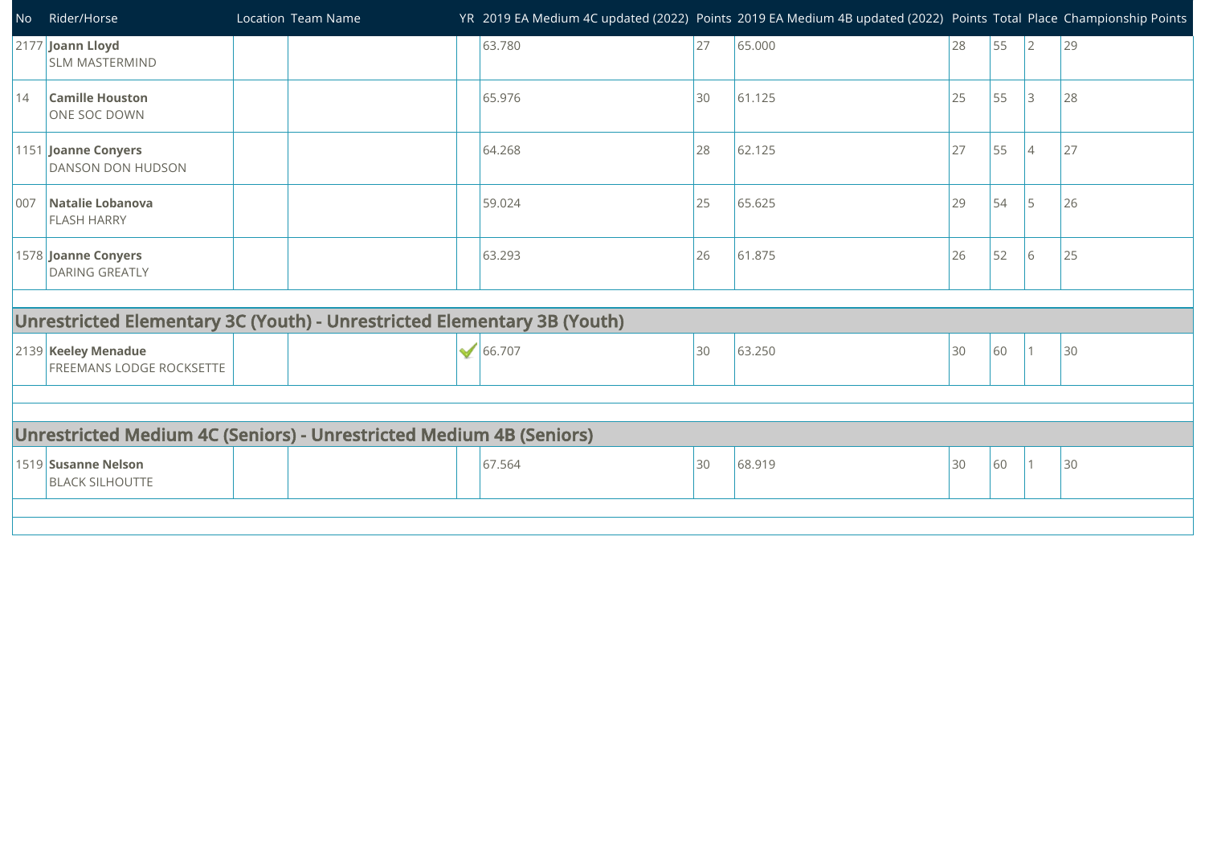| No | Rider/Horse | Location | Team Name | YR | 2019 EA Medium 4C updated (2022) | Points | 2019 EA Medium 4B updated (2022) | Points | Total | Place | Championship Points |
|---|---|---|---|---|---|---|---|---|---|---|---|
| 2177 | **Joann Lloyd** SLM MASTERMIND | | | | 63.780 | 27 | 65.000 | 28 | 55 | 2 | 29 |
| 14 | **Camille Houston** ONE SOC DOWN | | | | 65.976 | 30 | 61.125 | 25 | 55 | 3 | 28 |
| 1151 | **Joanne Conyers** DANSON DON HUDSON | | | | 64.268 | 28 | 62.125 | 27 | 55 | 4 | 27 |
| 007 | **Natalie Lobanova** FLASH HARRY | | | | 59.024 | 25 | 65.625 | 29 | 54 | 5 | 26 |
| 1578 | **Joanne Conyers** DARING GREATLY | | | | 63.293 | 26 | 61.875 | 26 | 52 | 6 | 25 |

## Unrestricted Elementary 3C (Youth) - Unrestricted Elementary 3B (Youth)

| No | Rider/Horse | Location | Team Name | YR | 2019 EA Medium 4C updated (2022) | Points | 2019 EA Medium 4B updated (2022) | Points | Total | Place | Championship Points |
|---|---|---|---|---|---|---|---|---|---|---|---|
| 2139 | **Keeley Menadue** FREEMANS LODGE ROCKSETTE | | | ✓ | 66.707 | 30 | 63.250 | 30 | 60 | 1 | 30 |

## Unrestricted Medium 4C (Seniors) - Unrestricted Medium 4B (Seniors)

| No | Rider/Horse | Location | Team Name | YR | 2019 EA Medium 4C updated (2022) | Points | 2019 EA Medium 4B updated (2022) | Points | Total | Place | Championship Points |
|---|---|---|---|---|---|---|---|---|---|---|---|
| 1519 | **Susanne Nelson** BLACK SILHOUTTE | | | | 67.564 | 30 | 68.919 | 30 | 60 | 1 | 30 |